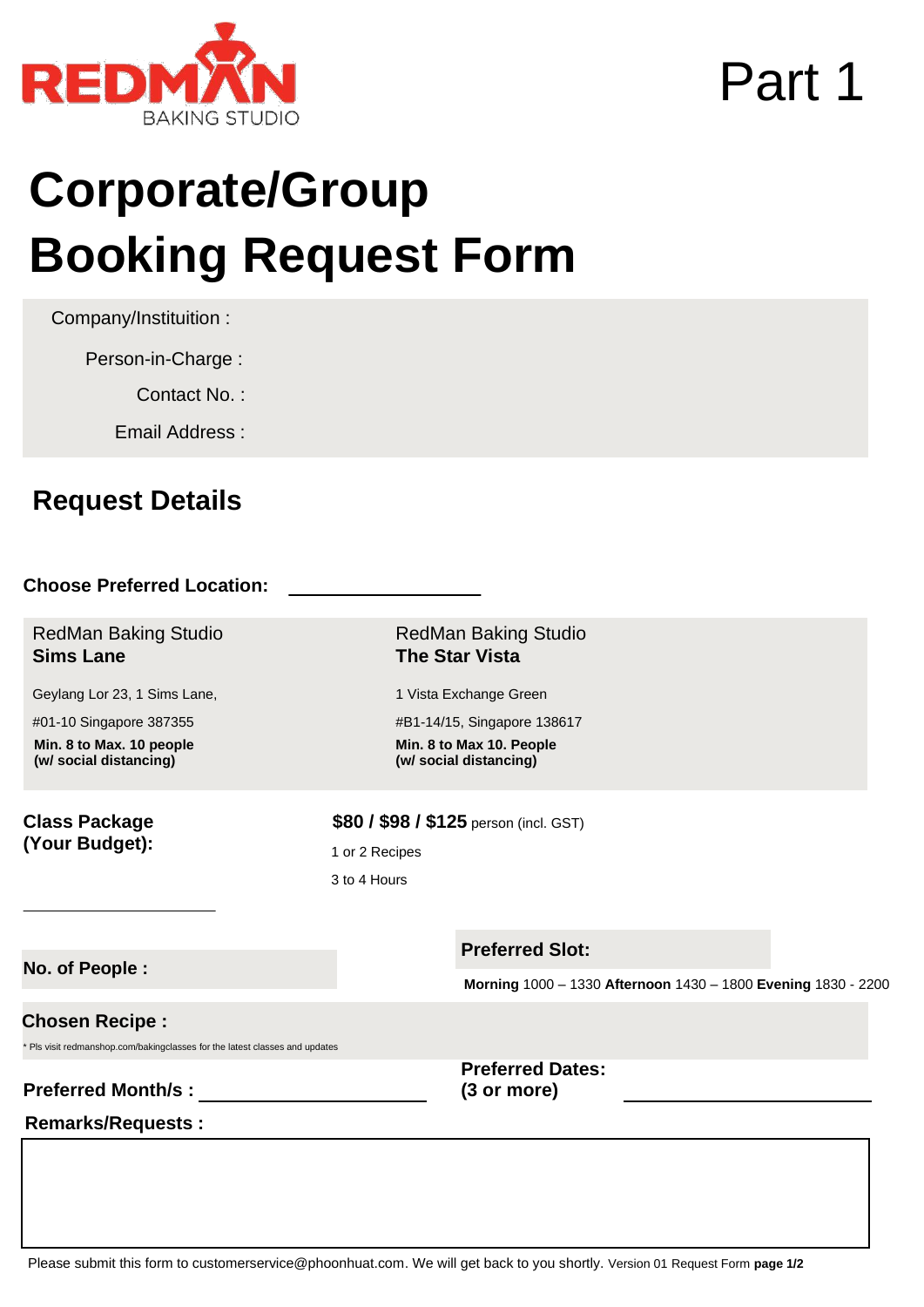REDMAN BAKING STUDIO

Part 1

# Corporate/Group Booking Request Form

Company/Instituition :

Person-in-Charge :

Contact No. :

Email Address :

## Request Details

**Choose Preferred Location:** ____________________

RedMan Baking Studio
**Sims Lane**

Geylang Lor 23, 1 Sims Lane,

#01-10 Singapore 387355

**Min. 8 to Max. 10 people**
**(w/ social distancing)**

RedMan Baking Studio
**The Star Vista**

1 Vista Exchange Green

#B1-14/15, Singapore 138617

**Min. 8 to Max 10. People**
**(w/ social distancing)**

**Class Package (Your Budget):** ____________________

**$80 / $98 / $125** person (incl. GST)

1 or 2 Recipes

3 to 4 Hours

**No. of People :**

**Preferred Slot:**

**Morning** 1000 – 1330 **Afternoon** 1430 – 1800 **Evening** 1830 - 2200

**Chosen Recipe :**

* Pls visit redmanshop.com/bakingclasses for the latest classes and updates

**Preferred Month/s :** ____________________

**Preferred Dates: (3 or more)** ____________________

**Remarks/Requests :**

Please submit this form to customerservice@phoonhuat.com. We will get back to you shortly. Version 01 Request Form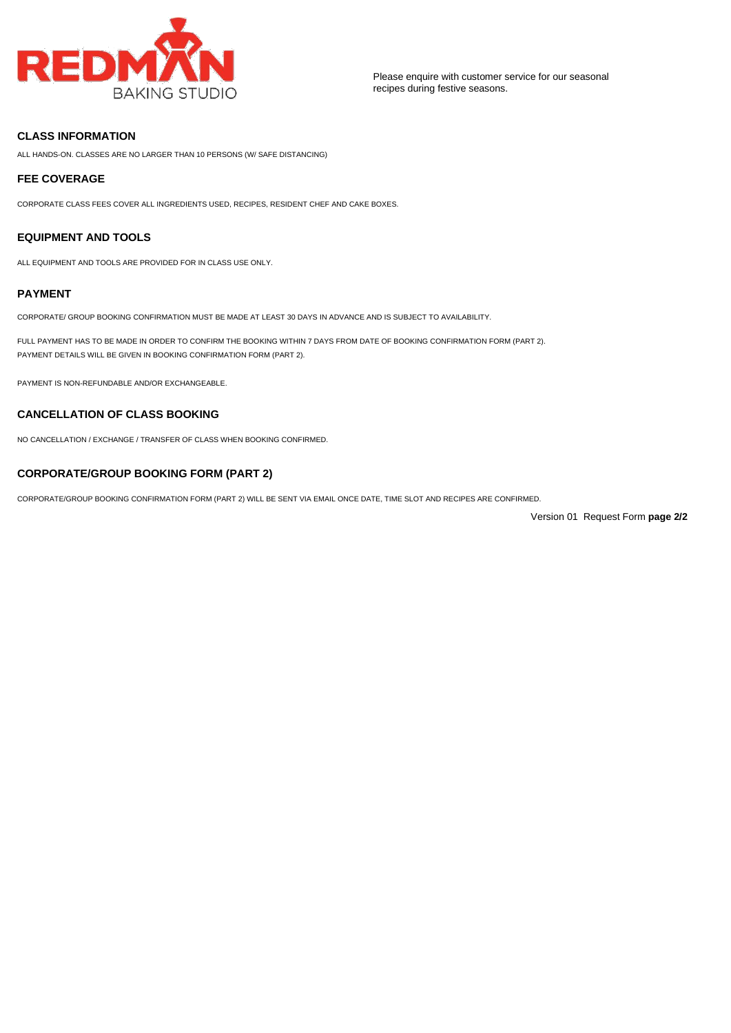REDMAN BAKING STUDIO

Please enquire with customer service for our seasonal recipes during festive seasons.

## CLASS INFORMATION

ALL HANDS-ON. CLASSES ARE NO LARGER THAN 10 PERSONS (W/ SAFE DISTANCING)

## FEE COVERAGE

CORPORATE CLASS FEES COVER ALL INGREDIENTS USED, RECIPES, RESIDENT CHEF AND CAKE BOXES.

## EQUIPMENT AND TOOLS

ALL EQUIPMENT AND TOOLS ARE PROVIDED FOR IN CLASS USE ONLY.

## PAYMENT

CORPORATE/ GROUP BOOKING CONFIRMATION MUST BE MADE AT LEAST 30 DAYS IN ADVANCE AND IS SUBJECT TO AVAILABILITY.

FULL PAYMENT HAS TO BE MADE IN ORDER TO CONFIRM THE BOOKING WITHIN 7 DAYS FROM DATE OF BOOKING CONFIRMATION FORM (PART 2).
PAYMENT DETAILS WILL BE GIVEN IN BOOKING CONFIRMATION FORM (PART 2).

PAYMENT IS NON-REFUNDABLE AND/OR EXCHANGEABLE.

## CANCELLATION OF CLASS BOOKING

NO CANCELLATION / EXCHANGE / TRANSFER OF CLASS WHEN BOOKING CONFIRMED.

## CORPORATE/GROUP BOOKING FORM (PART 2)

CORPORATE/GROUP BOOKING CONFIRMATION FORM (PART 2) WILL BE SENT VIA EMAIL ONCE DATE, TIME SLOT AND RECIPES ARE CONFIRMED.